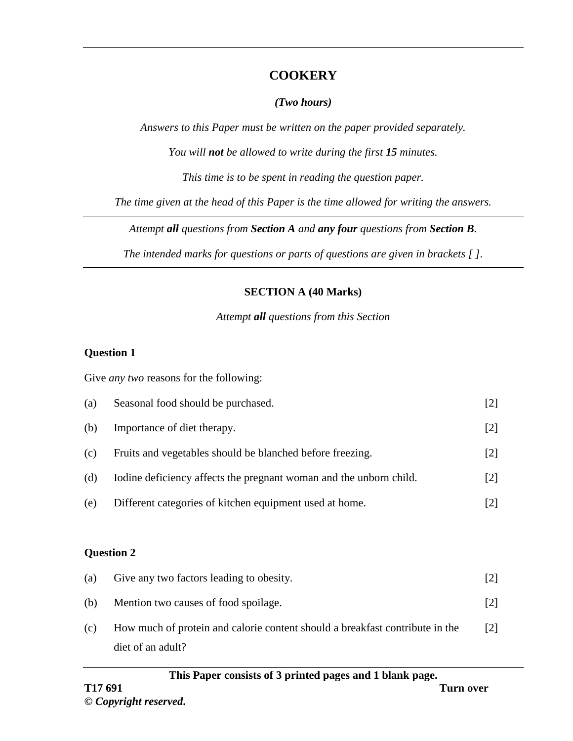# COOKERY

*(Two hours)*

*Answers to this Paper must be written on the paper provided separately.*

*You will **not** be allowed to write during the first **15** minutes.*

*This time is to be spent in reading the question paper.*

*The time given at the head of this Paper is the time allowed for writing the answers.*

---

*Attempt **all** questions from **Section A** and **any four** questions from **Section B**.*

*The intended marks for questions or parts of questions are given in brackets [ ].*

---

## SECTION A (40 Marks)

*Attempt **all** questions from this Section*

### Question 1

Give *any two* reasons for the following:

(a) Seasonal food should be purchased. [2]

(b) Importance of diet therapy. [2]

(c) Fruits and vegetables should be blanched before freezing. [2]

(d) Iodine deficiency affects the pregnant woman and the unborn child. [2]

(e) Different categories of kitchen equipment used at home. [2]

### Question 2

(a) Give any two factors leading to obesity. [2]

(b) Mention two causes of food spoilage. [2]

(c) How much of protein and calorie content should a breakfast contribute in the diet of an adult? [2]

**This Paper consists of 3 printed pages and 1 blank page.**

**T17 691**

**Turn over**

**© *Copyright reserved*.**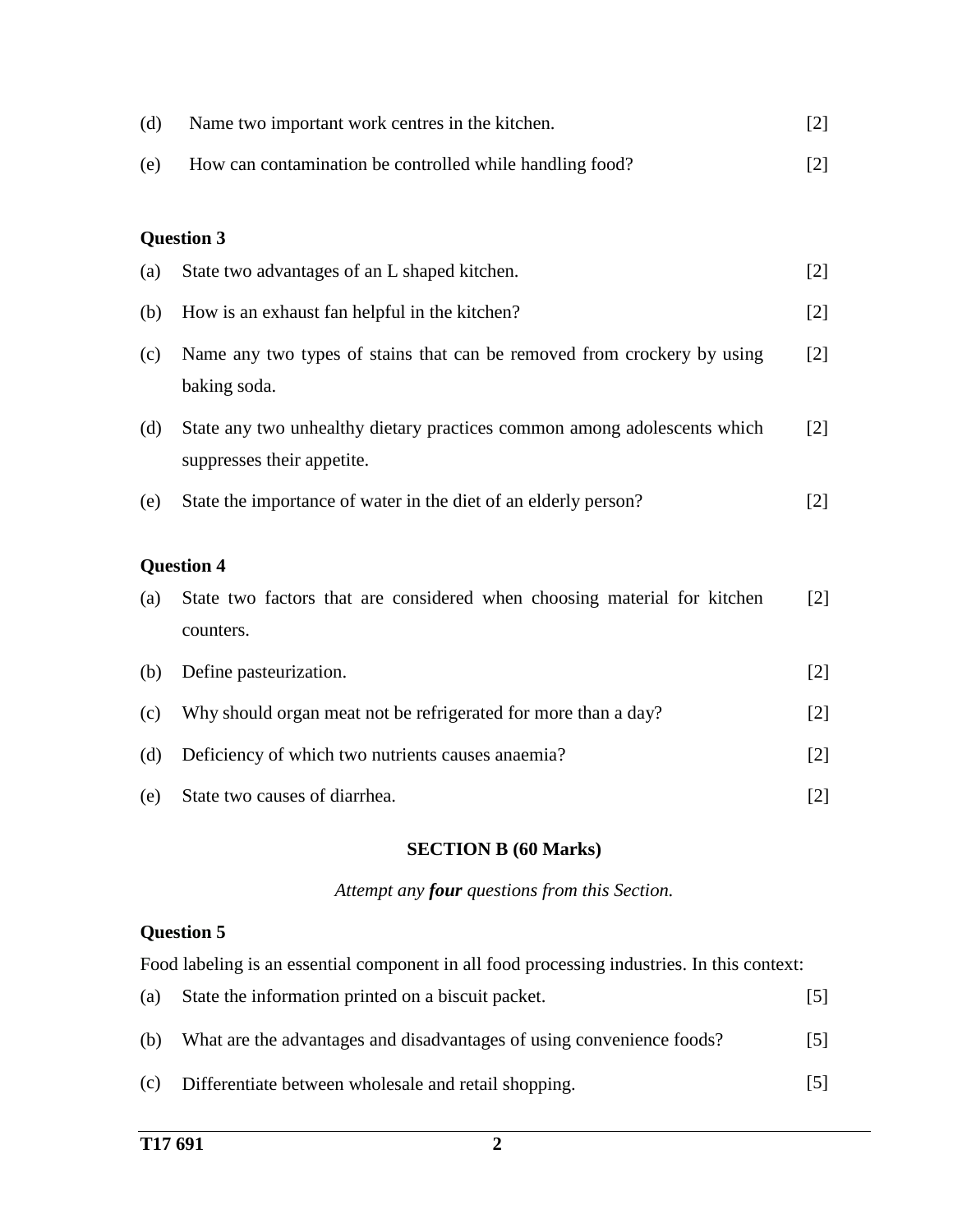(d) Name two important work centres in the kitchen. [2]

(e) How can contamination be controlled while handling food? [2]

**Question 3**

(a) State two advantages of an L shaped kitchen. [2]

(b) How is an exhaust fan helpful in the kitchen? [2]

(c) Name any two types of stains that can be removed from crockery by using baking soda. [2]

(d) State any two unhealthy dietary practices common among adolescents which suppresses their appetite. [2]

(e) State the importance of water in the diet of an elderly person? [2]

**Question 4**

(a) State two factors that are considered when choosing material for kitchen counters. [2]

(b) Define pasteurization. [2]

(c) Why should organ meat not be refrigerated for more than a day? [2]

(d) Deficiency of which two nutrients causes anaemia? [2]

(e) State two causes of diarrhea. [2]

**SECTION B (60 Marks)**

*Attempt any **four** questions from this Section.*

**Question 5**

Food labeling is an essential component in all food processing industries. In this context:

(a) State the information printed on a biscuit packet. [5]

(b) What are the advantages and disadvantages of using convenience foods? [5]

(c) Differentiate between wholesale and retail shopping. [5]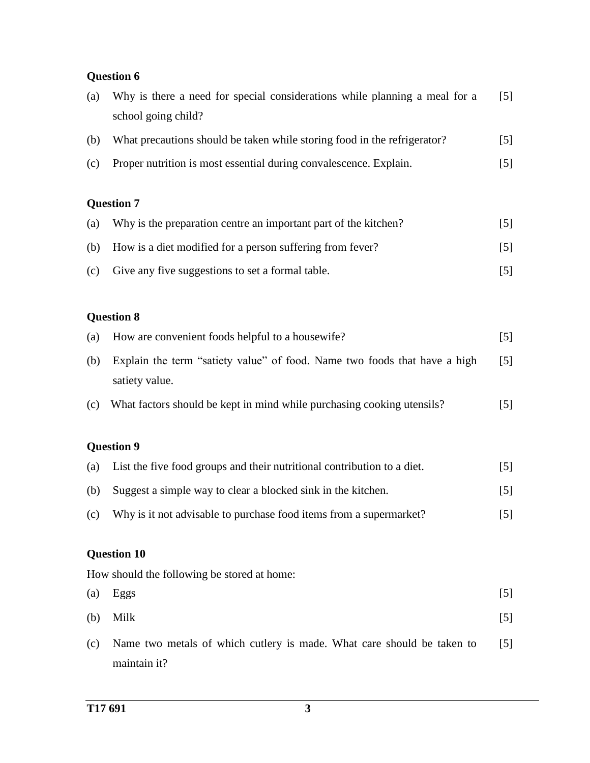**Question 6**

(a) Why is there a need for special considerations while planning a meal for a school going child? [5]

(b) What precautions should be taken while storing food in the refrigerator? [5]

(c) Proper nutrition is most essential during convalescence. Explain. [5]

**Question 7**

(a) Why is the preparation centre an important part of the kitchen? [5]

(b) How is a diet modified for a person suffering from fever? [5]

(c) Give any five suggestions to set a formal table. [5]

**Question 8**

(a) How are convenient foods helpful to a housewife? [5]

(b) Explain the term "satiety value" of food. Name two foods that have a high satiety value. [5]

(c) What factors should be kept in mind while purchasing cooking utensils? [5]

**Question 9**

(a) List the five food groups and their nutritional contribution to a diet. [5]

(b) Suggest a simple way to clear a blocked sink in the kitchen. [5]

(c) Why is it not advisable to purchase food items from a supermarket? [5]

**Question 10**

How should the following be stored at home:

(a) Eggs [5]

(b) Milk [5]

(c) Name two metals of which cutlery is made. What care should be taken to maintain it? [5]

**T17 691**